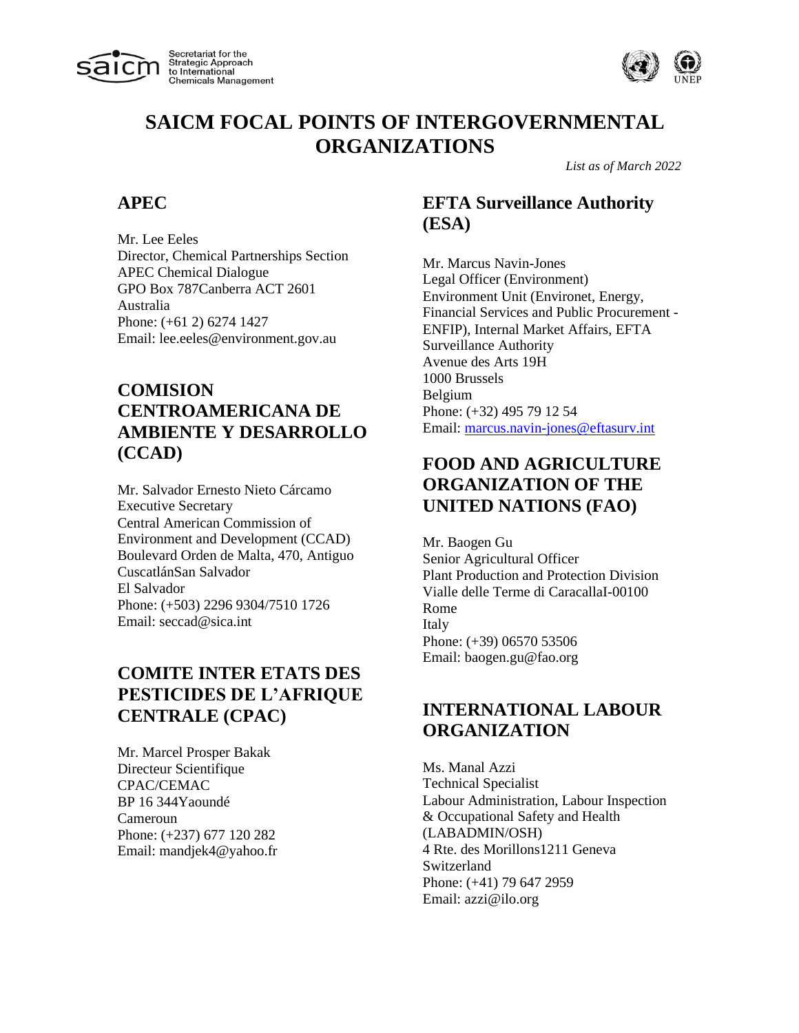Secretariat for the Strategic Approach to International Chemicals Management

# SAICM FOCAL POINTS OF INTERGOVERNMENTAL ORGANIZATIONS

*List as of March 2022*

## APEC

Mr. Lee Eeles
Director, Chemical Partnerships Section
APEC Chemical Dialogue
GPO Box 787Canberra ACT 2601
Australia
Phone: (+61 2) 6274 1427
Email: lee.eeles@environment.gov.au

## COMISION CENTROAMERICANA DE AMBIENTE Y DESARROLLO (CCAD)

Mr. Salvador Ernesto Nieto Cárcamo
Executive Secretary
Central American Commission of Environment and Development (CCAD)
Boulevard Orden de Malta, 470, Antiguo CuscatlánSan Salvador
El Salvador
Phone: (+503) 2296 9304/7510 1726
Email: seccad@sica.int

## COMITE INTER ETATS DES PESTICIDES DE L'AFRIQUE CENTRALE (CPAC)

Mr. Marcel Prosper Bakak
Directeur Scientifique
CPAC/CEMAC
BP 16 344Yaoundé
Cameroun
Phone: (+237) 677 120 282
Email: mandjek4@yahoo.fr

## EFTA Surveillance Authority (ESA)

Mr. Marcus Navin-Jones
Legal Officer (Environment)
Environment Unit (Environet, Energy, Financial Services and Public Procurement - ENFIP), Internal Market Affairs, EFTA Surveillance Authority
Avenue des Arts 19H
1000 Brussels
Belgium
Phone: (+32) 495 79 12 54
Email: marcus.navin-jones@eftasurv.int

## FOOD AND AGRICULTURE ORGANIZATION OF THE UNITED NATIONS (FAO)

Mr. Baogen Gu
Senior Agricultural Officer
Plant Production and Protection Division
Vialle delle Terme di CaracallaI-00100 Rome
Italy
Phone: (+39) 06570 53506
Email: baogen.gu@fao.org

## INTERNATIONAL LABOUR ORGANIZATION

Ms. Manal Azzi
Technical Specialist
Labour Administration, Labour Inspection & Occupational Safety and Health (LABADMIN/OSH)
4 Rte. des Morillons1211 Geneva
Switzerland
Phone: (+41) 79 647 2959
Email: azzi@ilo.org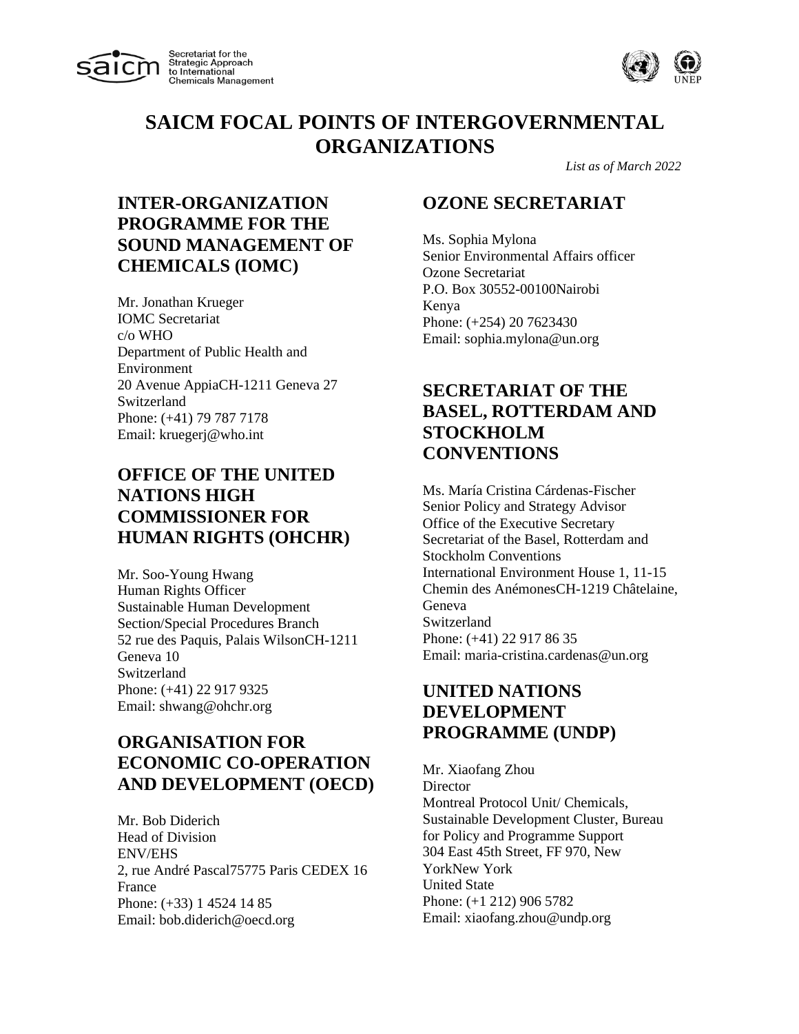# SAICM FOCAL POINTS OF INTERGOVERNMENTAL ORGANIZATIONS

*List as of March 2022*

## INTER-ORGANIZATION PROGRAMME FOR THE SOUND MANAGEMENT OF CHEMICALS (IOMC)

Mr. Jonathan Krueger
IOMC Secretariat
c/o WHO
Department of Public Health and Environment
20 Avenue AppiaCH-1211 Geneva 27
Switzerland
Phone: (+41) 79 787 7178
Email: kruegerj@who.int

## OFFICE OF THE UNITED NATIONS HIGH COMMISSIONER FOR HUMAN RIGHTS (OHCHR)

Mr. Soo-Young Hwang
Human Rights Officer
Sustainable Human Development Section/Special Procedures Branch
52 rue des Paquis, Palais WilsonCH-1211 Geneva 10
Switzerland
Phone: (+41) 22 917 9325
Email: shwang@ohchr.org

## ORGANISATION FOR ECONOMIC CO-OPERATION AND DEVELOPMENT (OECD)

Mr. Bob Diderich
Head of Division
ENV/EHS
2, rue André Pascal75775 Paris CEDEX 16
France
Phone: (+33) 1 4524 14 85
Email: bob.diderich@oecd.org

## OZONE SECRETARIAT

Ms. Sophia Mylona
Senior Environmental Affairs officer
Ozone Secretariat
P.O. Box 30552-00100Nairobi
Kenya
Phone: (+254) 20 7623430
Email: sophia.mylona@un.org

## SECRETARIAT OF THE BASEL, ROTTERDAM AND STOCKHOLM CONVENTIONS

Ms. María Cristina Cárdenas-Fischer
Senior Policy and Strategy Advisor
Office of the Executive Secretary
Secretariat of the Basel, Rotterdam and Stockholm Conventions
International Environment House 1, 11-15 Chemin des AnémonesCH-1219 Châtelaine, Geneva
Switzerland
Phone: (+41) 22 917 86 35
Email: maria-cristina.cardenas@un.org

## UNITED NATIONS DEVELOPMENT PROGRAMME (UNDP)

Mr. Xiaofang Zhou
Director
Montreal Protocol Unit/ Chemicals, Sustainable Development Cluster, Bureau for Policy and Programme Support
304 East 45th Street, FF 970, New YorkNew York
United State
Phone: (+1 212) 906 5782
Email: xiaofang.zhou@undp.org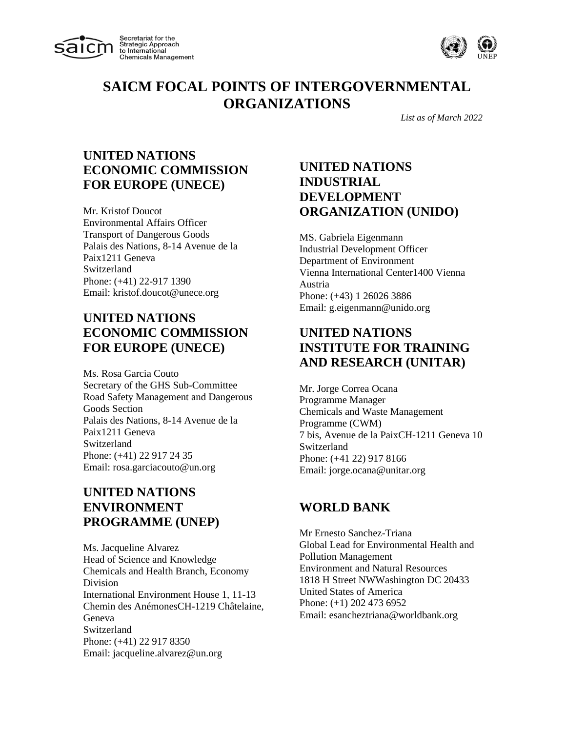# SAICM FOCAL POINTS OF INTERGOVERNMENTAL ORGANIZATIONS

*List as of March 2022*

## UNITED NATIONS ECONOMIC COMMISSION FOR EUROPE (UNECE)

Mr. Kristof Doucot
Environmental Affairs Officer
Transport of Dangerous Goods
Palais des Nations, 8-14 Avenue de la Paix1211 Geneva
Switzerland
Phone: (+41) 22-917 1390
Email: kristof.doucot@unece.org

## UNITED NATIONS ECONOMIC COMMISSION FOR EUROPE (UNECE)

Ms. Rosa Garcia Couto
Secretary of the GHS Sub-Committee
Road Safety Management and Dangerous Goods Section
Palais des Nations, 8-14 Avenue de la Paix1211 Geneva
Switzerland
Phone: (+41) 22 917 24 35
Email: rosa.garciacouto@un.org

## UNITED NATIONS ENVIRONMENT PROGRAMME (UNEP)

Ms. Jacqueline Alvarez
Head of Science and Knowledge
Chemicals and Health Branch, Economy Division
International Environment House 1, 11-13 Chemin des AnémonesCH-1219 Châtelaine, Geneva
Switzerland
Phone: (+41) 22 917 8350
Email: jacqueline.alvarez@un.org

## UNITED NATIONS INDUSTRIAL DEVELOPMENT ORGANIZATION (UNIDO)

MS. Gabriela Eigenmann
Industrial Development Officer
Department of Environment
Vienna International Center1400 Vienna
Austria
Phone: (+43) 1 26026 3886
Email: g.eigenmann@unido.org

## UNITED NATIONS INSTITUTE FOR TRAINING AND RESEARCH (UNITAR)

Mr. Jorge Correa Ocana
Programme Manager
Chemicals and Waste Management Programme (CWM)
7 bis, Avenue de la PaixCH-1211 Geneva 10
Switzerland
Phone: (+41 22) 917 8166
Email: jorge.ocana@unitar.org

## WORLD BANK

Mr Ernesto Sanchez-Triana
Global Lead for Environmental Health and Pollution Management
Environment and Natural Resources
1818 H Street NWWashington DC 20433
United States of America
Phone: (+1) 202 473 6952
Email: esancheztriana@worldbank.org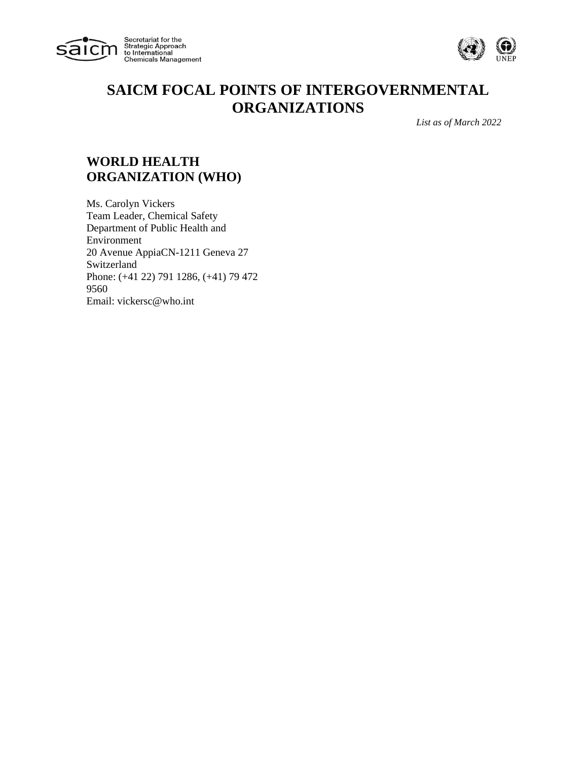# SAICM FOCAL POINTS OF INTERGOVERNMENTAL ORGANIZATIONS

*List as of March 2022*

## WORLD HEALTH ORGANIZATION (WHO)

Ms. Carolyn Vickers
Team Leader, Chemical Safety
Department of Public Health and Environment
20 Avenue AppiaCN-1211 Geneva 27
Switzerland
Phone: (+41 22) 791 1286, (+41) 79 472 9560
Email: vickersc@who.int